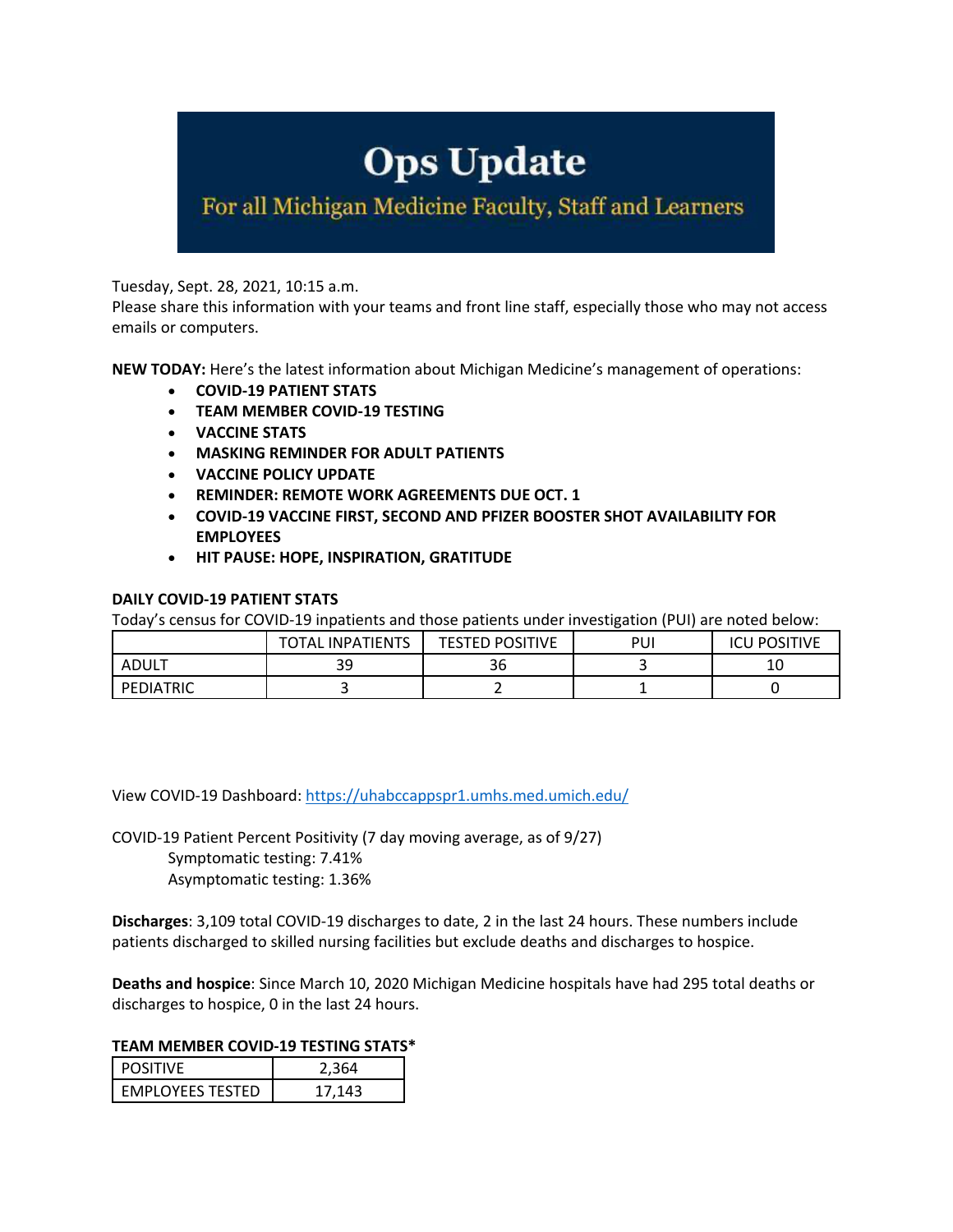# Ops Update

## For all Michigan Medicine Faculty, Staff and Learners

Tuesday, Sept. 28, 2021, 10:15 a.m.
Please share this information with your teams and front line staff, especially those who may not access emails or computers.

**NEW TODAY:** Here's the latest information about Michigan Medicine's management of operations:

- **COVID-19 PATIENT STATS**
- **TEAM MEMBER COVID-19 TESTING**
- **VACCINE STATS**
- **MASKING REMINDER FOR ADULT PATIENTS**
- **VACCINE POLICY UPDATE**
- **REMINDER: REMOTE WORK AGREEMENTS DUE OCT. 1**
- **COVID-19 VACCINE FIRST, SECOND AND PFIZER BOOSTER SHOT AVAILABILITY FOR EMPLOYEES**
- **HIT PAUSE: HOPE, INSPIRATION, GRATITUDE**

**DAILY COVID-19 PATIENT STATS**
Today's census for COVID-19 inpatients and those patients under investigation (PUI) are noted below:

| | TOTAL INPATIENTS | TESTED POSITIVE | PUI | ICU POSITIVE |
|---|---|---|---|---|
| ADULT | 39 | 36 | 3 | 10 |
| PEDIATRIC | 3 | 2 | 1 | 0 |

View COVID-19 Dashboard: https://uhabccappspr1.umhs.med.umich.edu/

COVID-19 Patient Percent Positivity (7 day moving average, as of 9/27)
Symptomatic testing: 7.41%
Asymptomatic testing: 1.36%

**Discharges**: 3,109 total COVID-19 discharges to date, 2 in the last 24 hours. These numbers include patients discharged to skilled nursing facilities but exclude deaths and discharges to hospice.

**Deaths and hospice**: Since March 10, 2020 Michigan Medicine hospitals have had 295 total deaths or discharges to hospice, 0 in the last 24 hours.

**TEAM MEMBER COVID-19 TESTING STATS***

| | |
|---|---|
| POSITIVE | 2,364 |
| EMPLOYEES TESTED | 17,143 |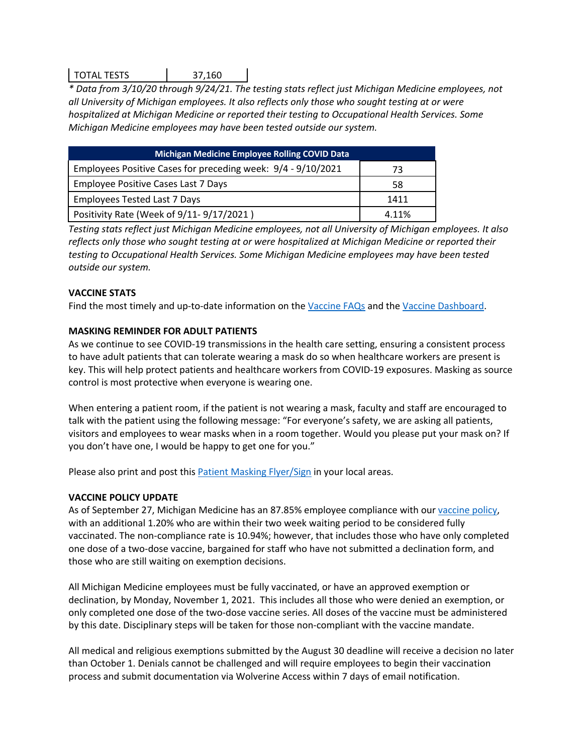| TOTAL TESTS | 37,160 |
| --- | --- |

*\* Data from 3/10/20 through 9/24/21. The testing stats reflect just Michigan Medicine employees, not all University of Michigan employees. It also reflects only those who sought testing at or were hospitalized at Michigan Medicine or reported their testing to Occupational Health Services. Some Michigan Medicine employees may have been tested outside our system.*

| Michigan Medicine Employee Rolling COVID Data | |
| --- | --- |
| Employees Positive Cases for preceding week: 9/4 - 9/10/2021 | 73 |
| Employee Positive Cases Last 7 Days | 58 |
| Employees Tested Last 7 Days | 1411 |
| Positivity Rate (Week of 9/11- 9/17/2021 ) | 4.11% |

*Testing stats reflect just Michigan Medicine employees, not all University of Michigan employees. It also reflects only those who sought testing at or were hospitalized at Michigan Medicine or reported their testing to Occupational Health Services. Some Michigan Medicine employees may have been tested outside our system.*

**VACCINE STATS**

Find the most timely and up-to-date information on the Vaccine FAQs and the Vaccine Dashboard.

**MASKING REMINDER FOR ADULT PATIENTS**

As we continue to see COVID-19 transmissions in the health care setting, ensuring a consistent process to have adult patients that can tolerate wearing a mask do so when healthcare workers are present is key. This will help protect patients and healthcare workers from COVID-19 exposures. Masking as source control is most protective when everyone is wearing one.

When entering a patient room, if the patient is not wearing a mask, faculty and staff are encouraged to talk with the patient using the following message: "For everyone's safety, we are asking all patients, visitors and employees to wear masks when in a room together. Would you please put your mask on? If you don't have one, I would be happy to get one for you."

Please also print and post this Patient Masking Flyer/Sign in your local areas.

**VACCINE POLICY UPDATE**

As of September 27, Michigan Medicine has an 87.85% employee compliance with our vaccine policy, with an additional 1.20% who are within their two week waiting period to be considered fully vaccinated. The non-compliance rate is 10.94%; however, that includes those who have only completed one dose of a two-dose vaccine, bargained for staff who have not submitted a declination form, and those who are still waiting on exemption decisions.

All Michigan Medicine employees must be fully vaccinated, or have an approved exemption or declination, by Monday, November 1, 2021. This includes all those who were denied an exemption, or only completed one dose of the two-dose vaccine series. All doses of the vaccine must be administered by this date. Disciplinary steps will be taken for those non-compliant with the vaccine mandate.

All medical and religious exemptions submitted by the August 30 deadline will receive a decision no later than October 1. Denials cannot be challenged and will require employees to begin their vaccination process and submit documentation via Wolverine Access within 7 days of email notification.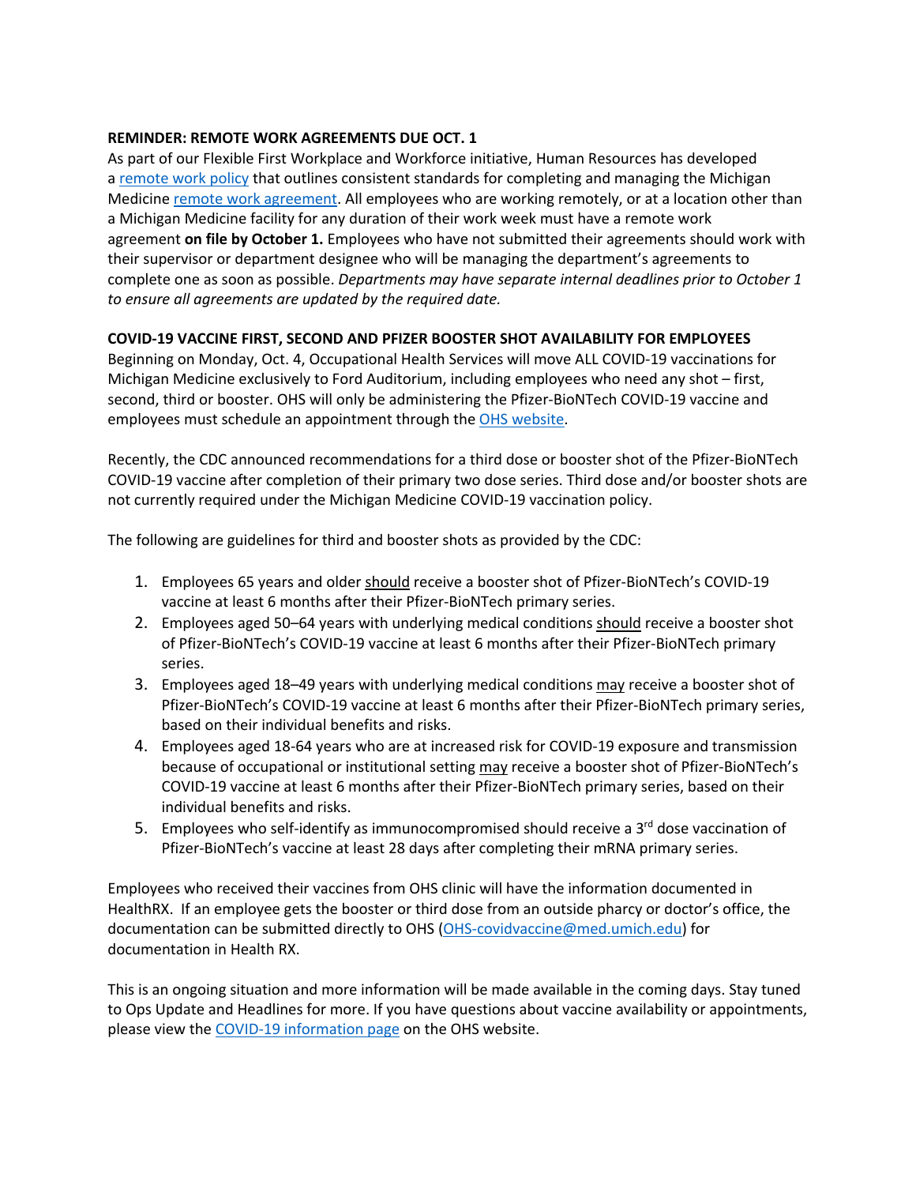**REMINDER: REMOTE WORK AGREEMENTS DUE OCT. 1**

As part of our Flexible First Workplace and Workforce initiative, Human Resources has developed a remote work policy that outlines consistent standards for completing and managing the Michigan Medicine remote work agreement. All employees who are working remotely, or at a location other than a Michigan Medicine facility for any duration of their work week must have a remote work agreement **on file by October 1.** Employees who have not submitted their agreements should work with their supervisor or department designee who will be managing the department's agreements to complete one as soon as possible. *Departments may have separate internal deadlines prior to October 1 to ensure all agreements are updated by the required date.*

**COVID-19 VACCINE FIRST, SECOND AND PFIZER BOOSTER SHOT AVAILABILITY FOR EMPLOYEES**

Beginning on Monday, Oct. 4, Occupational Health Services will move ALL COVID-19 vaccinations for Michigan Medicine exclusively to Ford Auditorium, including employees who need any shot – first, second, third or booster. OHS will only be administering the Pfizer-BioNTech COVID-19 vaccine and employees must schedule an appointment through the OHS website.

Recently, the CDC announced recommendations for a third dose or booster shot of the Pfizer-BioNTech COVID-19 vaccine after completion of their primary two dose series. Third dose and/or booster shots are not currently required under the Michigan Medicine COVID-19 vaccination policy.

The following are guidelines for third and booster shots as provided by the CDC:

1. Employees 65 years and older should receive a booster shot of Pfizer-BioNTech's COVID-19 vaccine at least 6 months after their Pfizer-BioNTech primary series.
2. Employees aged 50–64 years with underlying medical conditions should receive a booster shot of Pfizer-BioNTech's COVID-19 vaccine at least 6 months after their Pfizer-BioNTech primary series.
3. Employees aged 18–49 years with underlying medical conditions may receive a booster shot of Pfizer-BioNTech's COVID-19 vaccine at least 6 months after their Pfizer-BioNTech primary series, based on their individual benefits and risks.
4. Employees aged 18-64 years who are at increased risk for COVID-19 exposure and transmission because of occupational or institutional setting may receive a booster shot of Pfizer-BioNTech's COVID-19 vaccine at least 6 months after their Pfizer-BioNTech primary series, based on their individual benefits and risks.
5. Employees who self-identify as immunocompromised should receive a 3rd dose vaccination of Pfizer-BioNTech's vaccine at least 28 days after completing their mRNA primary series.

Employees who received their vaccines from OHS clinic will have the information documented in HealthRX. If an employee gets the booster or third dose from an outside pharcy or doctor's office, the documentation can be submitted directly to OHS (OHS-covidvaccine@med.umich.edu) for documentation in Health RX.

This is an ongoing situation and more information will be made available in the coming days. Stay tuned to Ops Update and Headlines for more. If you have questions about vaccine availability or appointments, please view the COVID-19 information page on the OHS website.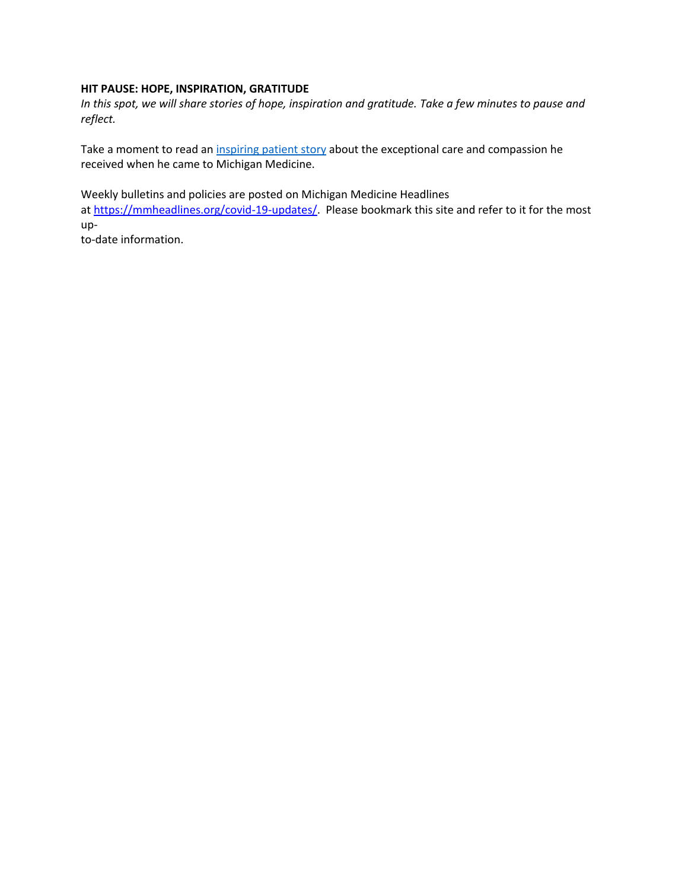**HIT PAUSE: HOPE, INSPIRATION, GRATITUDE**

*In this spot, we will share stories of hope, inspiration and gratitude. Take a few minutes to pause and reflect.*

Take a moment to read an [inspiring patient story]() about the exceptional care and compassion he received when he came to Michigan Medicine.

Weekly bulletins and policies are posted on Michigan Medicine Headlines at [https://mmheadlines.org/covid-19-updates/](https://mmheadlines.org/covid-19-updates/). Please bookmark this site and refer to it for the most up-to-date information.